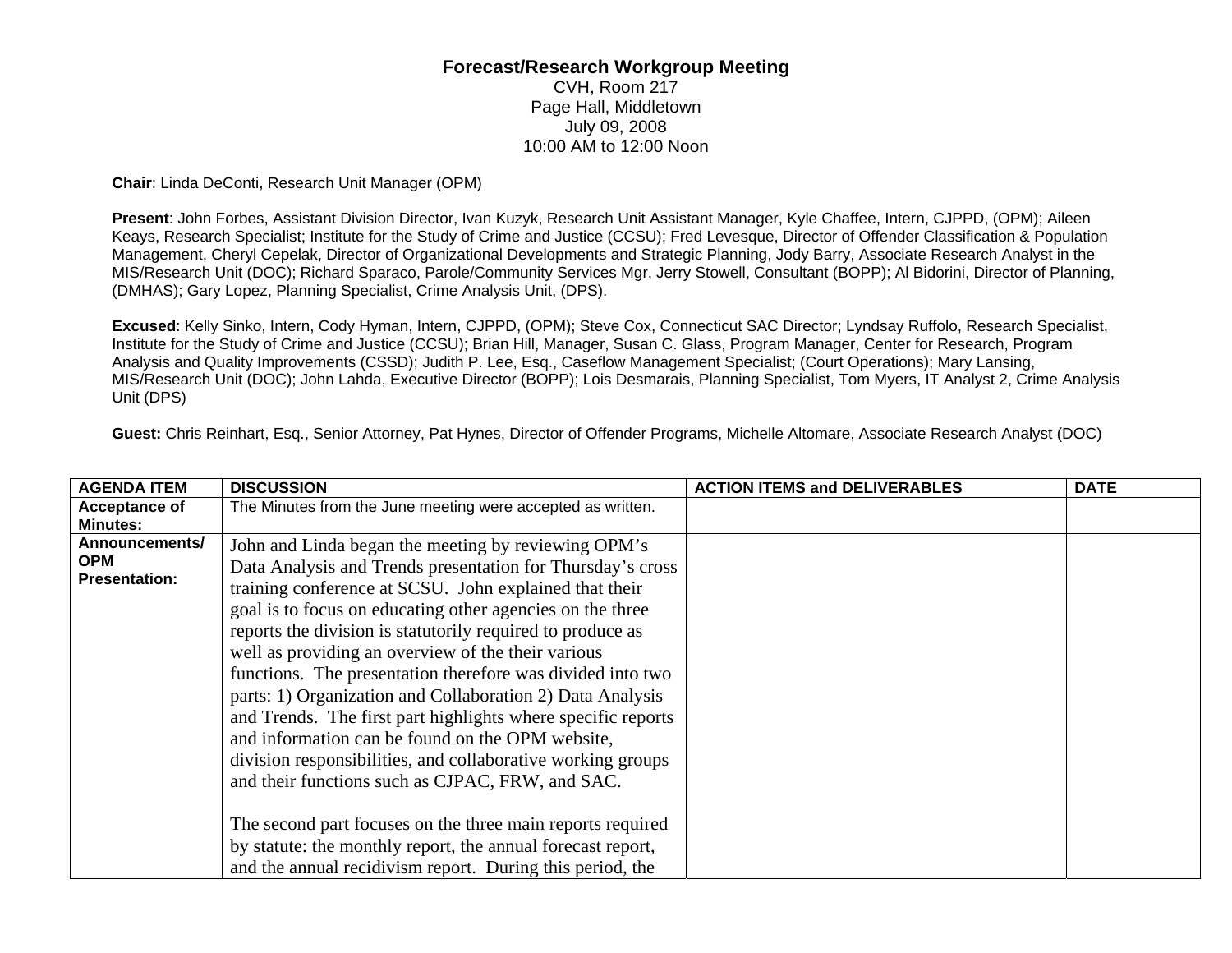# Forecast/Research Workgroup Meeting

CVH, Room 217
Page Hall, Middletown
July 09, 2008
10:00 AM to 12:00 Noon

**Chair**: Linda DeConti, Research Unit Manager (OPM)

**Present**: John Forbes, Assistant Division Director, Ivan Kuzyk, Research Unit Assistant Manager, Kyle Chaffee, Intern, CJPPD, (OPM); Aileen Keays, Research Specialist; Institute for the Study of Crime and Justice (CCSU); Fred Levesque, Director of Offender Classification & Population Management, Cheryl Cepelak, Director of Organizational Developments and Strategic Planning, Jody Barry, Associate Research Analyst in the MIS/Research Unit (DOC); Richard Sparaco, Parole/Community Services Mgr, Jerry Stowell, Consultant (BOPP); Al Bidorini, Director of Planning, (DMHAS); Gary Lopez, Planning Specialist, Crime Analysis Unit, (DPS).

**Excused**: Kelly Sinko, Intern, Cody Hyman, Intern, CJPPD, (OPM); Steve Cox, Connecticut SAC Director; Lyndsay Ruffolo, Research Specialist, Institute for the Study of Crime and Justice (CCSU); Brian Hill, Manager, Susan C. Glass, Program Manager, Center for Research, Program Analysis and Quality Improvements (CSSD); Judith P. Lee, Esq., Caseflow Management Specialist; (Court Operations); Mary Lansing, MIS/Research Unit (DOC); John Lahda, Executive Director (BOPP); Lois Desmarais, Planning Specialist, Tom Myers, IT Analyst 2, Crime Analysis Unit (DPS)

**Guest:** Chris Reinhart, Esq., Senior Attorney, Pat Hynes, Director of Offender Programs, Michelle Altomare, Associate Research Analyst (DOC)

| AGENDA ITEM | DISCUSSION | ACTION ITEMS and DELIVERABLES | DATE |
|---|---|---|---|
| **Acceptance of Minutes:** | The Minutes from the June meeting were accepted as written. | | |
| **Announcements/ OPM Presentation:** | John and Linda began the meeting by reviewing OPM's Data Analysis and Trends presentation for Thursday's cross training conference at SCSU. John explained that their goal is to focus on educating other agencies on the three reports the division is statutorily required to produce as well as providing an overview of the their various functions. The presentation therefore was divided into two parts: 1) Organization and Collaboration 2) Data Analysis and Trends. The first part highlights where specific reports and information can be found on the OPM website, division responsibilities, and collaborative working groups and their functions such as CJPAC, FRW, and SAC.<br><br>The second part focuses on the three main reports required by statute: the monthly report, the annual forecast report, and the annual recidivism report. During this period, the | | |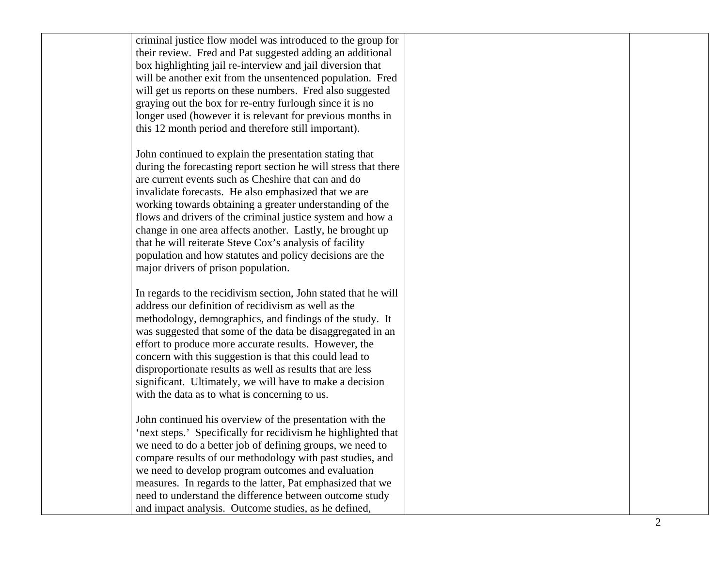| | | | |
|---|---|---|---|
| | criminal justice flow model was introduced to the group for their review. Fred and Pat suggested adding an additional box highlighting jail re-interview and jail diversion that will be another exit from the unsentenced population. Fred will get us reports on these numbers. Fred also suggested graying out the box for re-entry furlough since it is no longer used (however it is relevant for previous months in this 12 month period and therefore still important).<br><br>John continued to explain the presentation stating that during the forecasting report section he will stress that there are current events such as Cheshire that can and do invalidate forecasts. He also emphasized that we are working towards obtaining a greater understanding of the flows and drivers of the criminal justice system and how a change in one area affects another. Lastly, he brought up that he will reiterate Steve Cox's analysis of facility population and how statutes and policy decisions are the major drivers of prison population.<br><br>In regards to the recidivism section, John stated that he will address our definition of recidivism as well as the methodology, demographics, and findings of the study. It was suggested that some of the data be disaggregated in an effort to produce more accurate results. However, the concern with this suggestion is that this could lead to disproportionate results as well as results that are less significant. Ultimately, we will have to make a decision with the data as to what is concerning to us.<br><br>John continued his overview of the presentation with the 'next steps.' Specifically for recidivism he highlighted that we need to do a better job of defining groups, we need to compare results of our methodology with past studies, and we need to develop program outcomes and evaluation measures. In regards to the latter, Pat emphasized that we need to understand the difference between outcome study and impact analysis. Outcome studies, as he defined, | | |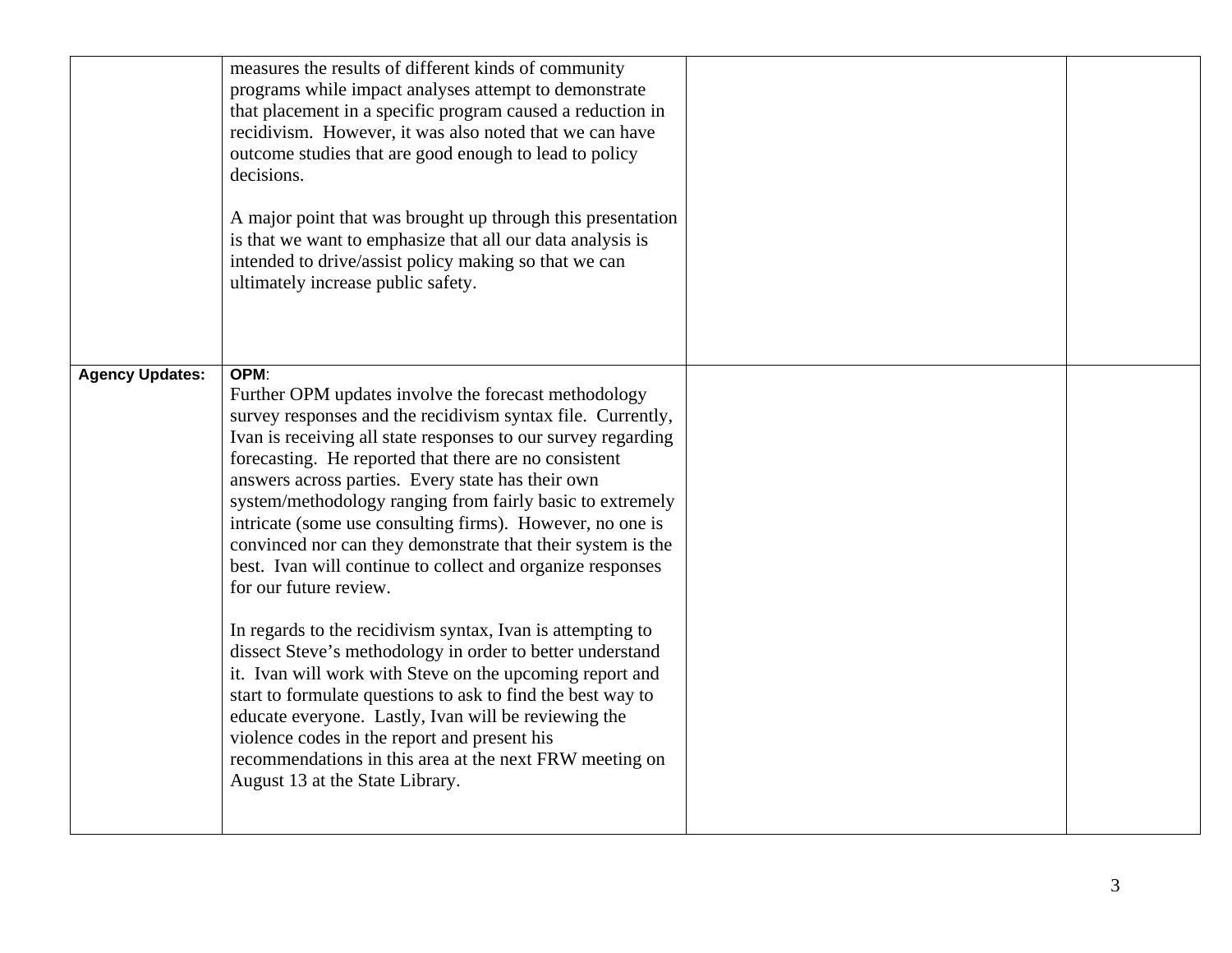| | | | |
|---|---|---|---|
| | measures the results of different kinds of community programs while impact analyses attempt to demonstrate that placement in a specific program caused a reduction in recidivism. However, it was also noted that we can have outcome studies that are good enough to lead to policy decisions.<br><br>A major point that was brought up through this presentation is that we want to emphasize that all our data analysis is intended to drive/assist policy making so that we can ultimately increase public safety. | | |
| **Agency Updates:** | **OPM**:<br>Further OPM updates involve the forecast methodology survey responses and the recidivism syntax file. Currently, Ivan is receiving all state responses to our survey regarding forecasting. He reported that there are no consistent answers across parties. Every state has their own system/methodology ranging from fairly basic to extremely intricate (some use consulting firms). However, no one is convinced nor can they demonstrate that their system is the best. Ivan will continue to collect and organize responses for our future review.<br><br>In regards to the recidivism syntax, Ivan is attempting to dissect Steve's methodology in order to better understand it. Ivan will work with Steve on the upcoming report and start to formulate questions to ask to find the best way to educate everyone. Lastly, Ivan will be reviewing the violence codes in the report and present his recommendations in this area at the next FRW meeting on August 13 at the State Library. | | |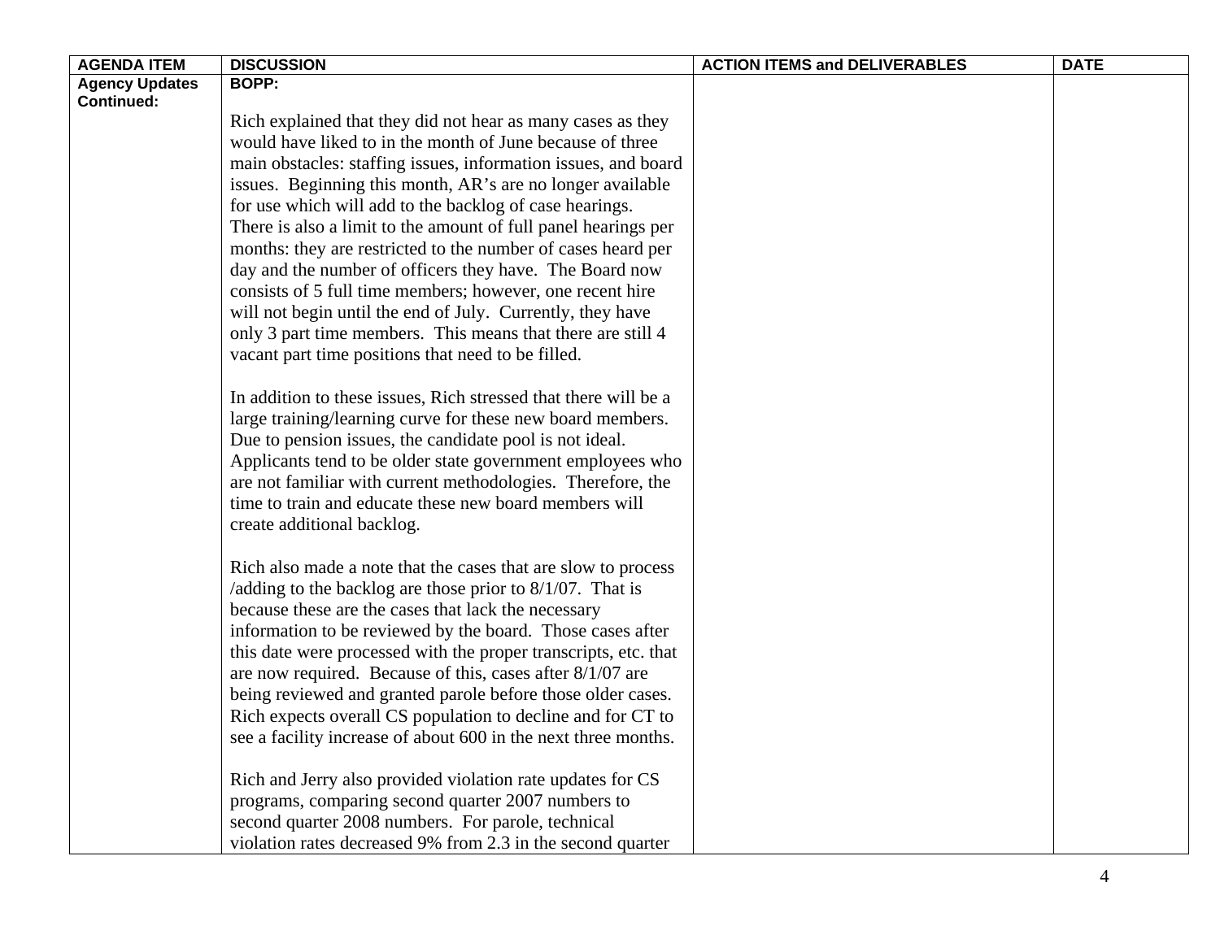| AGENDA ITEM | DISCUSSION | ACTION ITEMS and DELIVERABLES | DATE |
|---|---|---|---|
| **Agency Updates Continued:** | **BOPP:**<br><br>Rich explained that they did not hear as many cases as they would have liked to in the month of June because of three main obstacles: staffing issues, information issues, and board issues. Beginning this month, AR's are no longer available for use which will add to the backlog of case hearings. There is also a limit to the amount of full panel hearings per months: they are restricted to the number of cases heard per day and the number of officers they have. The Board now consists of 5 full time members; however, one recent hire will not begin until the end of July. Currently, they have only 3 part time members. This means that there are still 4 vacant part time positions that need to be filled.<br><br>In addition to these issues, Rich stressed that there will be a large training/learning curve for these new board members. Due to pension issues, the candidate pool is not ideal. Applicants tend to be older state government employees who are not familiar with current methodologies. Therefore, the time to train and educate these new board members will create additional backlog.<br><br>Rich also made a note that the cases that are slow to process /adding to the backlog are those prior to 8/1/07. That is because these are the cases that lack the necessary information to be reviewed by the board. Those cases after this date were processed with the proper transcripts, etc. that are now required. Because of this, cases after 8/1/07 are being reviewed and granted parole before those older cases. Rich expects overall CS population to decline and for CT to see a facility increase of about 600 in the next three months.<br><br>Rich and Jerry also provided violation rate updates for CS programs, comparing second quarter 2007 numbers to second quarter 2008 numbers. For parole, technical violation rates decreased 9% from 2.3 in the second quarter | | |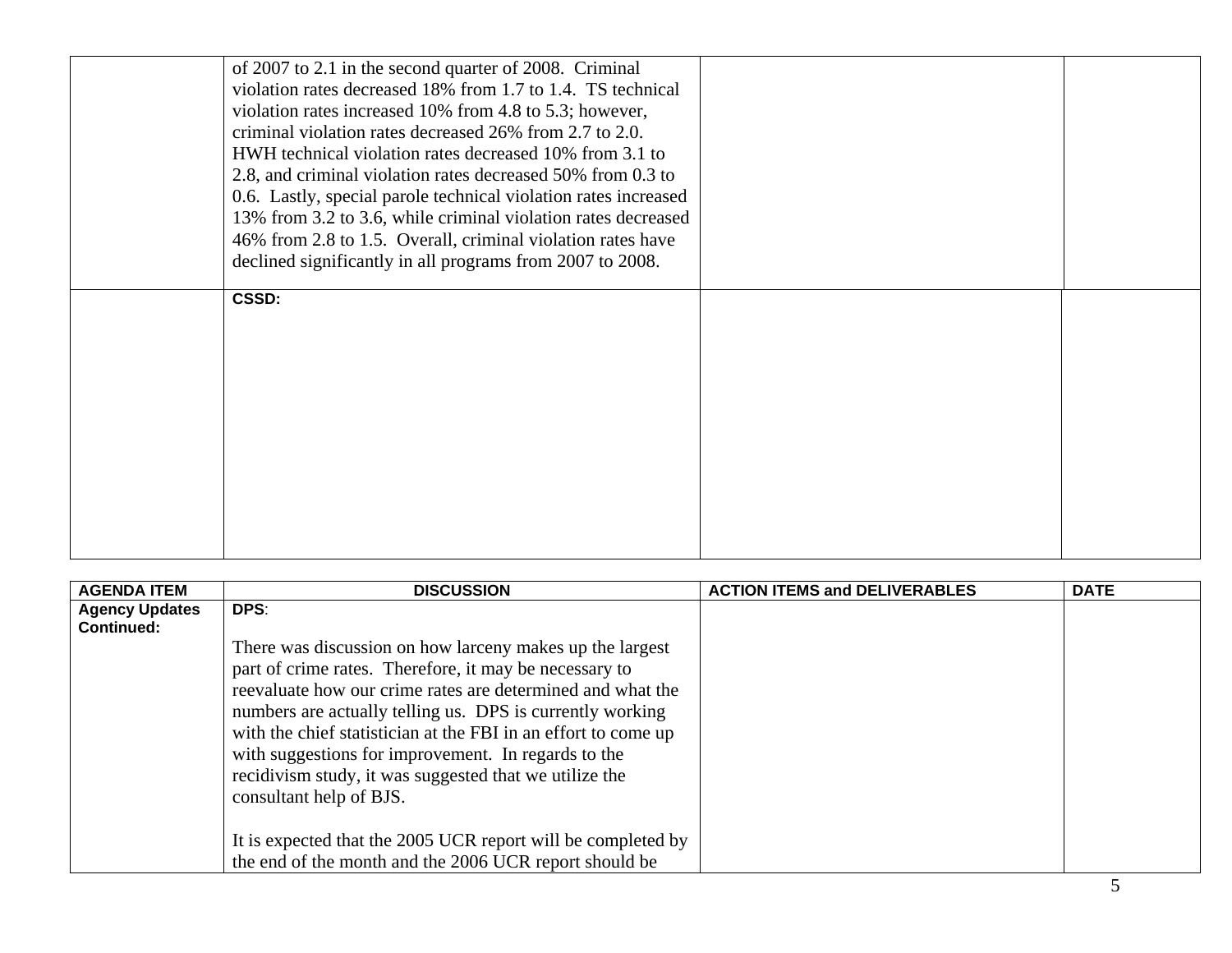| | | | |
|---|---|---|---|
| | of 2007 to 2.1 in the second quarter of 2008. Criminal violation rates decreased 18% from 1.7 to 1.4. TS technical violation rates increased 10% from 4.8 to 5.3; however, criminal violation rates decreased 26% from 2.7 to 2.0. HWH technical violation rates decreased 10% from 3.1 to 2.8, and criminal violation rates decreased 50% from 0.3 to 0.6. Lastly, special parole technical violation rates increased 13% from 3.2 to 3.6, while criminal violation rates decreased 46% from 2.8 to 1.5. Overall, criminal violation rates have declined significantly in all programs from 2007 to 2008. | | |
| | **CSSD:** | | |

| AGENDA ITEM | DISCUSSION | ACTION ITEMS and DELIVERABLES | DATE |
|---|---|---|---|
| **Agency Updates Continued:** | **DPS**:<br><br>There was discussion on how larceny makes up the largest part of crime rates. Therefore, it may be necessary to reevaluate how our crime rates are determined and what the numbers are actually telling us. DPS is currently working with the chief statistician at the FBI in an effort to come up with suggestions for improvement. In regards to the recidivism study, it was suggested that we utilize the consultant help of BJS.<br><br>It is expected that the 2005 UCR report will be completed by the end of the month and the 2006 UCR report should be | | |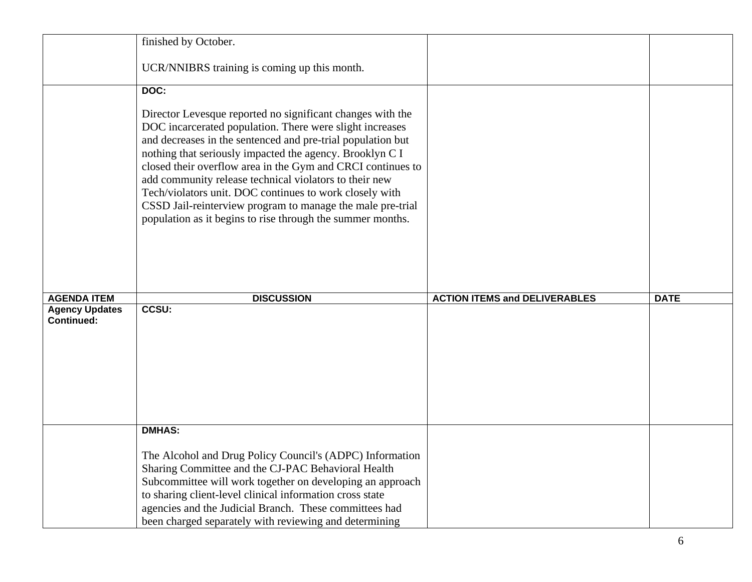| AGENDA ITEM | DISCUSSION | ACTION ITEMS and DELIVERABLES | DATE |
|---|---|---|---|
| | finished by October.<br><br>UCR/NNIBRS training is coming up this month. | | |
| | **DOC:**<br><br>Director Levesque reported no significant changes with the DOC incarcerated population. There were slight increases and decreases in the sentenced and pre-trial population but nothing that seriously impacted the agency. Brooklyn C I closed their overflow area in the Gym and CRCI continues to add community release technical violators to their new Tech/violators unit. DOC continues to work closely with CSSD Jail-reinterview program to manage the male pre-trial population as it begins to rise through the summer months. | | |
| **Agency Updates Continued:** | **CCSU:** | | |
| | **DMHAS:**<br><br>The Alcohol and Drug Policy Council's (ADPC) Information Sharing Committee and the CJ-PAC Behavioral Health Subcommittee will work together on developing an approach to sharing client-level clinical information cross state agencies and the Judicial Branch. These committees had been charged separately with reviewing and determining | | |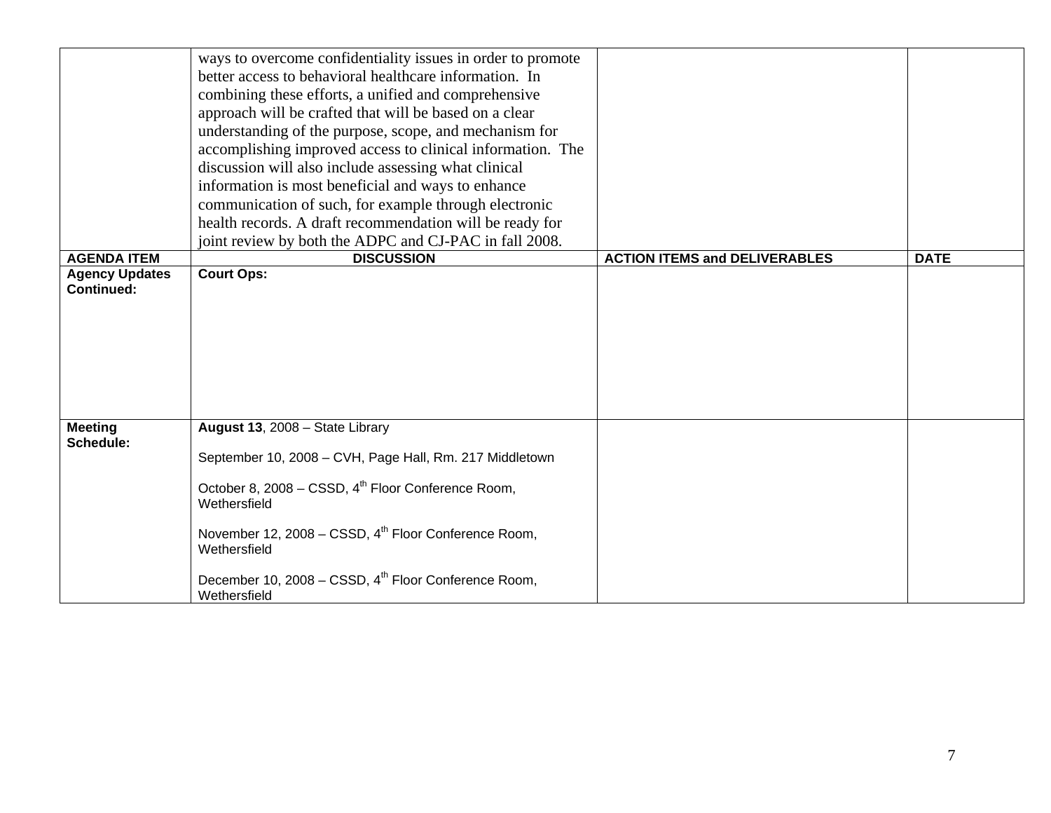| | | | |
|---|---|---|---|
| | ways to overcome confidentiality issues in order to promote better access to behavioral healthcare information. In combining these efforts, a unified and comprehensive approach will be crafted that will be based on a clear understanding of the purpose, scope, and mechanism for accomplishing improved access to clinical information. The discussion will also include assessing what clinical information is most beneficial and ways to enhance communication of such, for example through electronic health records. A draft recommendation will be ready for joint review by both the ADPC and CJ-PAC in fall 2008. | | |
| **AGENDA ITEM** | **DISCUSSION** | **ACTION ITEMS and DELIVERABLES** | **DATE** |
| **Agency Updates Continued:** | **Court Ops:** | | |
| **Meeting Schedule:** | **August 13**, 2008 – State Library<br><br>September 10, 2008 – CVH, Page Hall, Rm. 217 Middletown<br><br>October 8, 2008 – CSSD, 4th Floor Conference Room, Wethersfield<br><br>November 12, 2008 – CSSD, 4th Floor Conference Room, Wethersfield<br><br>December 10, 2008 – CSSD, 4th Floor Conference Room, Wethersfield | | |